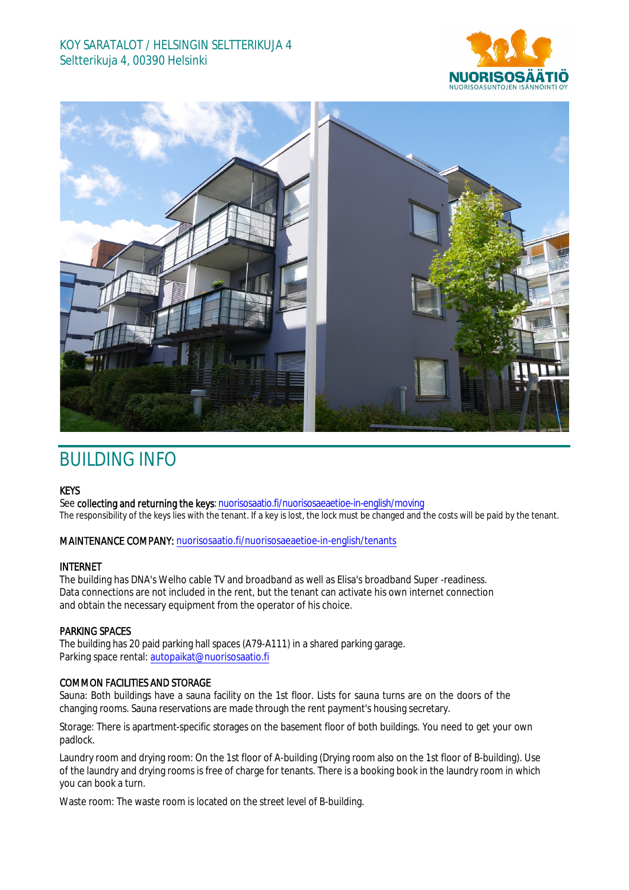KOY SARATALOT / HELSINGIN SELTTERIKUJA 4
Seltterikuja 4, 00390 Helsinki

# BUILDING INFO

## KEYS

See **collecting and returning the keys**: nuorisosaatio.fi/nuorisosaeaetioe-in-english/moving
The responsibility of the keys lies with the tenant. If a key is lost, the lock must be changed and the costs will be paid by the tenant.

**MAINTENANCE COMPANY:** nuorisosaatio.fi/nuorisosaeaetioe-in-english/tenants

## INTERNET

The building has DNA's Welho cable TV and broadband as well as Elisa's broadband Super -readiness.
Data connections are not included in the rent, but the tenant can activate his own internet connection and obtain the necessary equipment from the operator of his choice.

## PARKING SPACES

The building has 20 paid parking hall spaces (A79-A111) in a shared parking garage.
Parking space rental: autopaikat@nuorisosaatio.fi

## COMMON FACILITIES AND STORAGE

Sauna: Both buildings have a sauna facility on the 1st floor. Lists for sauna turns are on the doors of the changing rooms. Sauna reservations are made through the rent payment's housing secretary.

Storage: There is apartment-specific storages on the basement floor of both buildings. You need to get your own padlock.

Laundry room and drying room: On the 1st floor of A-building (Drying room also on the 1st floor of B-building). Use of the laundry and drying rooms is free of charge for tenants. There is a booking book in the laundry room in which you can book a turn.

Waste room: The waste room is located on the street level of B-building.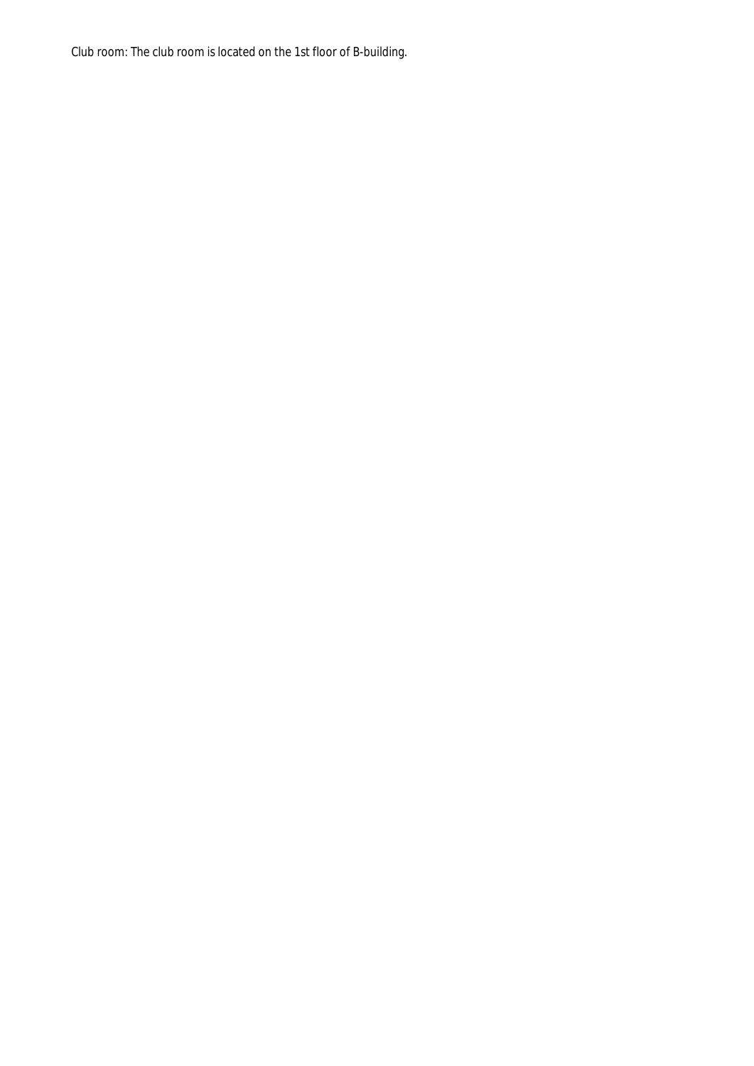Club room: The club room is located on the 1st floor of B-building.